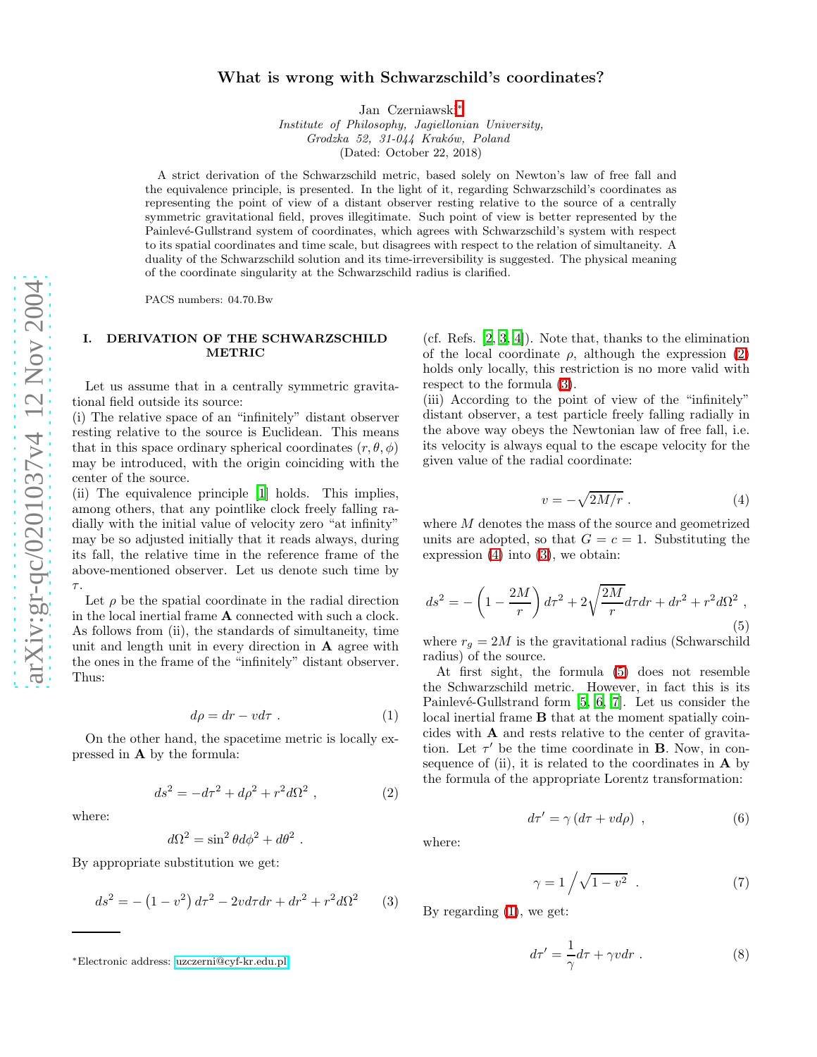# What is wrong with Schwarzschild's coordinates?

Jan Czerniawski*

*Institute of Philosophy, Jagiellonian University,*
*Grodzka 52, 31-044 Kraków, Poland*
(Dated: October 22, 2018)

A strict derivation of the Schwarzschild metric, based solely on Newton's law of free fall and the equivalence principle, is presented. In the light of it, regarding Schwarzschild's coordinates as representing the point of view of a distant observer resting relative to the source of a centrally symmetric gravitational field, proves illegitimate. Such point of view is better represented by the Painlevé-Gullstrand system of coordinates, which agrees with Schwarzschild's system with respect to its spatial coordinates and time scale, but disagrees with respect to the relation of simultaneity. A duality of the Schwarzschild solution and its time-irreversibility is suggested. The physical meaning of the coordinate singularity at the Schwarzschild radius is clarified.

PACS numbers: 04.70.Bw

## I. DERIVATION OF THE SCHWARZSCHILD METRIC

Let us assume that in a centrally symmetric gravitational field outside its source:
(i) The relative space of an "infinitely" distant observer resting relative to the source is Euclidean. This means that in this space ordinary spherical coordinates $(r, \theta, \phi)$ may be introduced, with the origin coinciding with the center of the source.
(ii) The equivalence principle [1] holds. This implies, among others, that any pointlike clock freely falling radially with the initial value of velocity zero "at infinity" may be so adjusted initially that it reads always, during its fall, the relative time in the reference frame of the above-mentioned observer. Let us denote such time by $\tau$.

Let $\rho$ be the spatial coordinate in the radial direction in the local inertial frame **A** connected with such a clock. As follows from (ii), the standards of simultaneity, time unit and length unit in every direction in **A** agree with the ones in the frame of the "infinitely" distant observer. Thus:

$$d\rho = dr - v d\tau \ . \tag{1}$$

On the other hand, the spacetime metric is locally expressed in **A** by the formula:

$$ds^2 = -d\tau^2 + d\rho^2 + r^2 d\Omega^2 \ , \tag{2}$$

where:

$$d\Omega^2 = \sin^2\theta d\phi^2 + d\theta^2 \ .$$

By appropriate substitution we get:

$$ds^2 = -\left(1 - v^2\right) d\tau^2 - 2v d\tau dr + dr^2 + r^2 d\Omega^2 \tag{3}$$

(cf. Refs. [2, 3, 4]). Note that, thanks to the elimination of the local coordinate $\rho$, although the expression (2) holds only locally, this restriction is no more valid with respect to the formula (3).
(iii) According to the point of view of the "infinitely" distant observer, a test particle freely falling radially in the above way obeys the Newtonian law of free fall, i.e. its velocity is always equal to the escape velocity for the given value of the radial coordinate:

$$v = -\sqrt{2M/r} \ . \tag{4}$$

where $M$ denotes the mass of the source and geometrized units are adopted, so that $G = c = 1$. Substituting the expression (4) into (3), we obtain:

$$ds^2 = -\left(1 - \frac{2M}{r}\right) d\tau^2 + 2\sqrt{\frac{2M}{r}} d\tau dr + dr^2 + r^2 d\Omega^2 \ , \tag{5}$$

where $r_g = 2M$ is the gravitational radius (Schwarschild radius) of the source.

At first sight, the formula (5) does not resemble the Schwarzschild metric. However, in fact this is its Painlevé-Gullstrand form [5, 6, 7]. Let us consider the local inertial frame **B** that at the moment spatially coincides with **A** and rests relative to the center of gravitation. Let $\tau'$ be the time coordinate in **B**. Now, in consequence of (ii), it is related to the coordinates in **A** by the formula of the appropriate Lorentz transformation:

$$d\tau' = \gamma \left(d\tau + v d\rho\right) \ , \tag{6}$$

where:

$$\gamma = 1 \Big/ \sqrt{1 - v^2} \ . \tag{7}$$

By regarding (1), we get:

$$d\tau' = \frac{1}{\gamma} d\tau + \gamma v dr \ . \tag{8}$$

*Electronic address: uzczerni@cyf-kr.edu.pl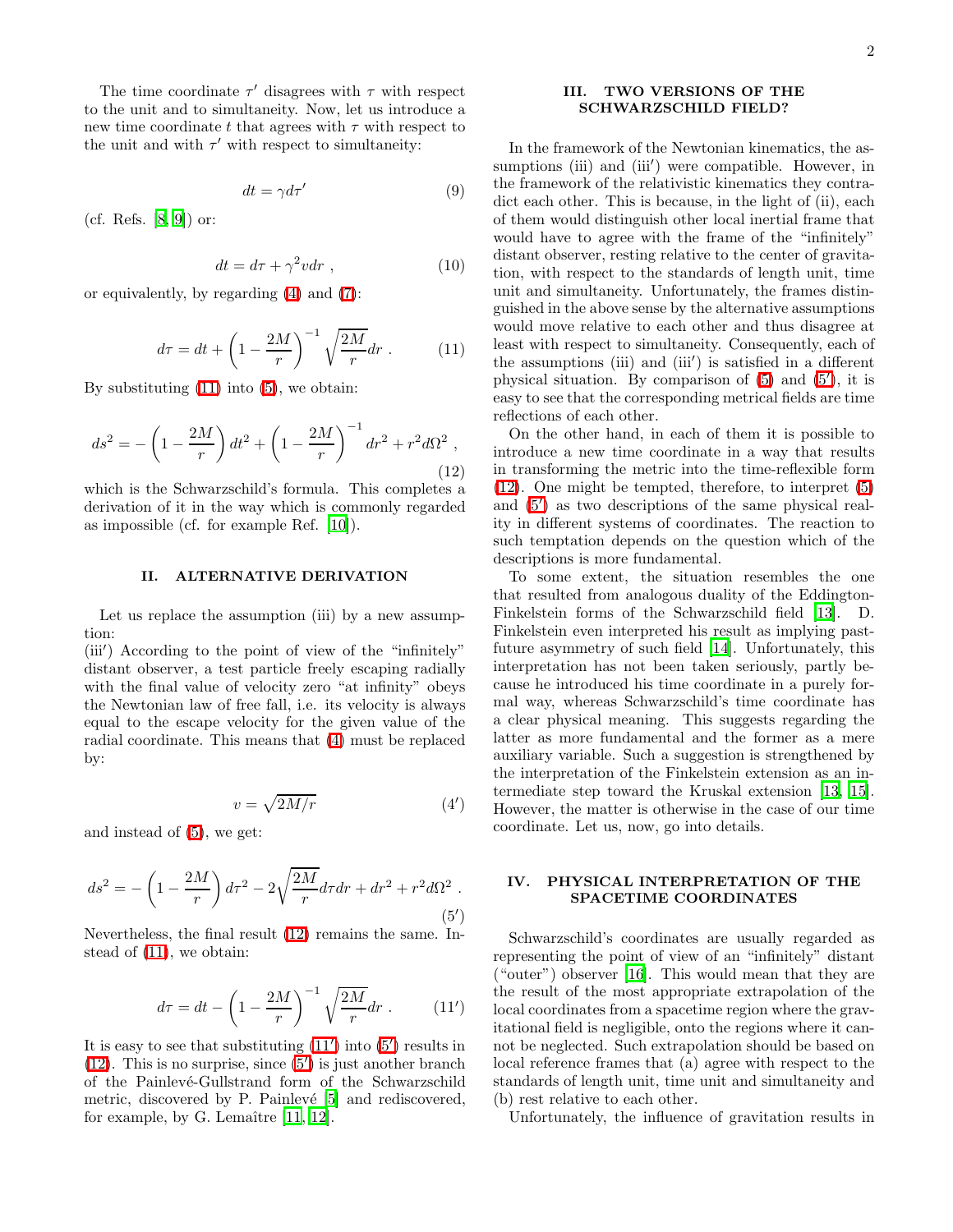The time coordinate $\tau'$ disagrees with $\tau$ with respect to the unit and to simultaneity. Now, let us introduce a new time coordinate $t$ that agrees with $\tau$ with respect to the unit and with $\tau'$ with respect to simultaneity:

$$dt = \gamma d\tau' \tag{9}$$

(cf. Refs. [8, 9]) or:

$$dt = d\tau + \gamma^2 v dr \ , \tag{10}$$

or equivalently, by regarding (4) and (7):

$$d\tau = dt + \left(1 - \frac{2M}{r}\right)^{-1} \sqrt{\frac{2M}{r}} dr \ . \tag{11}$$

By substituting (11) into (5), we obtain:

$$ds^2 = -\left(1 - \frac{2M}{r}\right) dt^2 + \left(1 - \frac{2M}{r}\right)^{-1} dr^2 + r^2 d\Omega^2 \ , \tag{12}$$

which is the Schwarzschild's formula. This completes a derivation of it in the way which is commonly regarded as impossible (cf. for example Ref. [10]).

## II. ALTERNATIVE DERIVATION

Let us replace the assumption (iii) by a new assumption:

(iii′) According to the point of view of the "infinitely" distant observer, a test particle freely escaping radially with the final value of velocity zero "at infinity" obeys the Newtonian law of free fall, i.e. its velocity is always equal to the escape velocity for the given value of the radial coordinate. This means that (4) must be replaced by:

$$v = \sqrt{2M/r} \tag{4'}$$

and instead of (5), we get:

$$ds^2 = -\left(1 - \frac{2M}{r}\right) d\tau^2 - 2\sqrt{\frac{2M}{r}} d\tau dr + dr^2 + r^2 d\Omega^2 \ . \tag{5'}$$

Nevertheless, the final result (12) remains the same. Instead of (11), we obtain:

$$d\tau = dt - \left(1 - \frac{2M}{r}\right)^{-1} \sqrt{\frac{2M}{r}} dr \ . \tag{11'}$$

It is easy to see that substituting (11′) into (5′) results in (12). This is no surprise, since (5′) is just another branch of the Painlevé-Gullstrand form of the Schwarzschild metric, discovered by P. Painlevé [5] and rediscovered, for example, by G. Lemaître [11, 12].

## III. TWO VERSIONS OF THE SCHWARZSCHILD FIELD?

In the framework of the Newtonian kinematics, the assumptions (iii) and (iii′) were compatible. However, in the framework of the relativistic kinematics they contradict each other. This is because, in the light of (ii), each of them would distinguish other local inertial frame that would have to agree with the frame of the "infinitely" distant observer, resting relative to the center of gravitation, with respect to the standards of length unit, time unit and simultaneity. Unfortunately, the frames distinguished in the above sense by the alternative assumptions would move relative to each other and thus disagree at least with respect to simultaneity. Consequently, each of the assumptions (iii) and (iii′) is satisfied in a different physical situation. By comparison of (5) and (5′), it is easy to see that the corresponding metrical fields are time reflections of each other.

On the other hand, in each of them it is possible to introduce a new time coordinate in a way that results in transforming the metric into the time-reflexible form (12). One might be tempted, therefore, to interpret (5) and (5′) as two descriptions of the same physical reality in different systems of coordinates. The reaction to such temptation depends on the question which of the descriptions is more fundamental.

To some extent, the situation resembles the one that resulted from analogous duality of the Eddington-Finkelstein forms of the Schwarzschild field [13]. D. Finkelstein even interpreted his result as implying past-future asymmetry of such field [14]. Unfortunately, this interpretation has not been taken seriously, partly because he introduced his time coordinate in a purely formal way, whereas Schwarzschild's time coordinate has a clear physical meaning. This suggests regarding the latter as more fundamental and the former as a mere auxiliary variable. Such a suggestion is strengthened by the interpretation of the Finkelstein extension as an intermediate step toward the Kruskal extension [13, 15]. However, the matter is otherwise in the case of our time coordinate. Let us, now, go into details.

## IV. PHYSICAL INTERPRETATION OF THE SPACETIME COORDINATES

Schwarzschild's coordinates are usually regarded as representing the point of view of an "infinitely" distant ("outer") observer [16]. This would mean that they are the result of the most appropriate extrapolation of the local coordinates from a spacetime region where the gravitational field is negligible, onto the regions where it cannot be neglected. Such extrapolation should be based on local reference frames that (a) agree with respect to the standards of length unit, time unit and simultaneity and (b) rest relative to each other.

Unfortunately, the influence of gravitation results in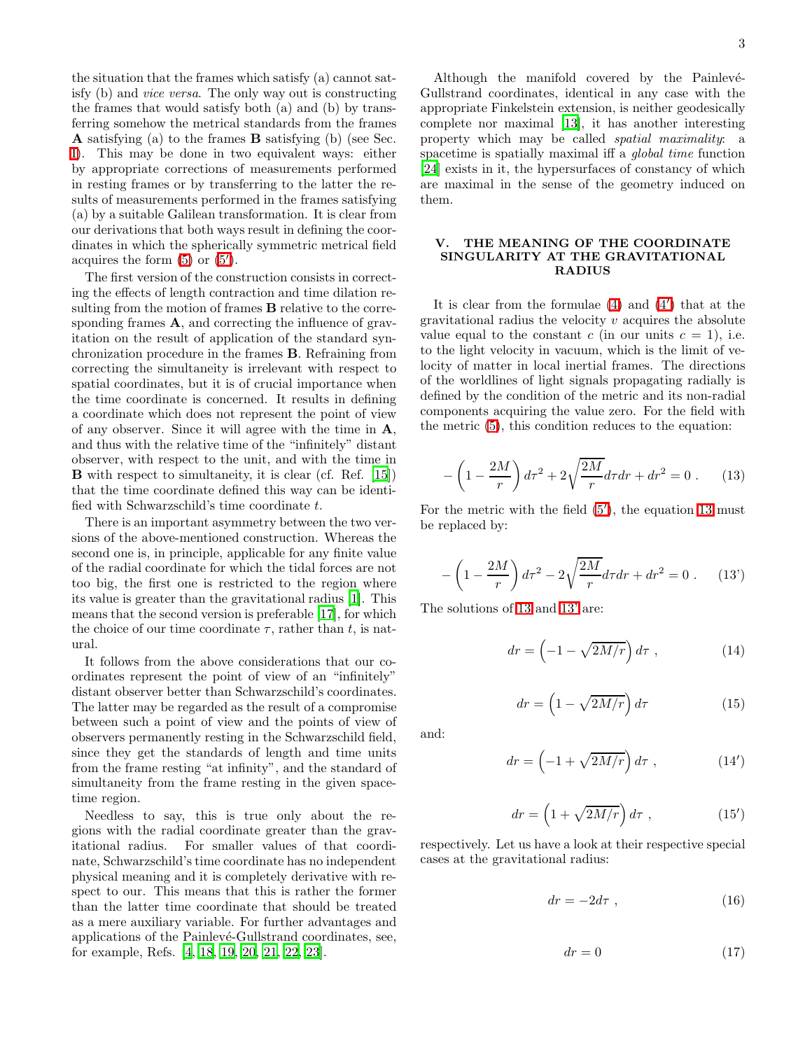the situation that the frames which satisfy (a) cannot satisfy (b) and *vice versa*. The only way out is constructing the frames that would satisfy both (a) and (b) by transferring somehow the metrical standards from the frames **A** satisfying (a) to the frames **B** satisfying (b) (see Sec. I). This may be done in two equivalent ways: either by appropriate corrections of measurements performed in resting frames or by transferring to the latter the results of measurements performed in the frames satisfying (a) by a suitable Galilean transformation. It is clear from our derivations that both ways result in defining the coordinates in which the spherically symmetric metrical field acquires the form (5) or (5′).

The first version of the construction consists in correcting the effects of length contraction and time dilation resulting from the motion of frames **B** relative to the corresponding frames **A**, and correcting the influence of gravitation on the result of application of the standard synchronization procedure in the frames **B**. Refraining from correcting the simultaneity is irrelevant with respect to spatial coordinates, but it is of crucial importance when the time coordinate is concerned. It results in defining a coordinate which does not represent the point of view of any observer. Since it will agree with the time in **A**, and thus with the relative time of the "infinitely" distant observer, with respect to the unit, and with the time in **B** with respect to simultaneity, it is clear (cf. Ref. [15]) that the time coordinate defined this way can be identified with Schwarzschild's time coordinate $t$.

There is an important asymmetry between the two versions of the above-mentioned construction. Whereas the second one is, in principle, applicable for any finite value of the radial coordinate for which the tidal forces are not too big, the first one is restricted to the region where its value is greater than the gravitational radius [1]. This means that the second version is preferable [17], for which the choice of our time coordinate $\tau$, rather than $t$, is natural.

It follows from the above considerations that our coordinates represent the point of view of an "infinitely" distant observer better than Schwarzschild's coordinates. The latter may be regarded as the result of a compromise between such a point of view and the points of view of observers permanently resting in the Schwarzschild field, since they get the standards of length and time units from the frame resting "at infinity", and the standard of simultaneity from the frame resting in the given spacetime region.

Needless to say, this is true only about the regions with the radial coordinate greater than the gravitational radius. For smaller values of that coordinate, Schwarzschild's time coordinate has no independent physical meaning and it is completely derivative with respect to our. This means that this is rather the former than the latter time coordinate that should be treated as a mere auxiliary variable. For further advantages and applications of the Painlevé-Gullstrand coordinates, see, for example, Refs. [4, 18, 19, 20, 21, 22, 23].

Although the manifold covered by the Painlevé-Gullstrand coordinates, identical in any case with the appropriate Finkelstein extension, is neither geodesically complete nor maximal [13], it has another interesting property which may be called *spatial maximality*: a spacetime is spatially maximal iff a *global time* function [24] exists in it, the hypersurfaces of constancy of which are maximal in the sense of the geometry induced on them.

## V. THE MEANING OF THE COORDINATE SINGULARITY AT THE GRAVITATIONAL RADIUS

It is clear from the formulae (4) and (4′) that at the gravitational radius the velocity $v$ acquires the absolute value equal to the constant $c$ (in our units $c = 1$), i.e. to the light velocity in vacuum, which is the limit of velocity of matter in local inertial frames. The directions of the worldlines of light signals propagating radially is defined by the condition of the metric and its non-radial components acquiring the value zero. For the field with the metric (5), this condition reduces to the equation:

$$-\left(1 - \frac{2M}{r}\right) d\tau^2 + 2\sqrt{\frac{2M}{r}} d\tau dr + dr^2 = 0 \ . \tag{13}$$

For the metric with the field (5′), the equation 13 must be replaced by:

$$-\left(1 - \frac{2M}{r}\right) d\tau^2 - 2\sqrt{\frac{2M}{r}} d\tau dr + dr^2 = 0 \ . \tag{13'}$$

The solutions of 13 and 13' are:

$$dr = \left(-1 - \sqrt{2M/r}\right) d\tau \ , \tag{14}$$

$$dr = \left(1 - \sqrt{2M/r}\right) d\tau \tag{15}$$

and:

$$dr = \left(-1 + \sqrt{2M/r}\right) d\tau \ , \tag{14'}$$

$$dr = \left(1 + \sqrt{2M/r}\right) d\tau \ , \tag{15'}$$

respectively. Let us have a look at their respective special cases at the gravitational radius:

$$dr = -2d\tau \ , \tag{16}$$

$$dr = 0 \tag{17}$$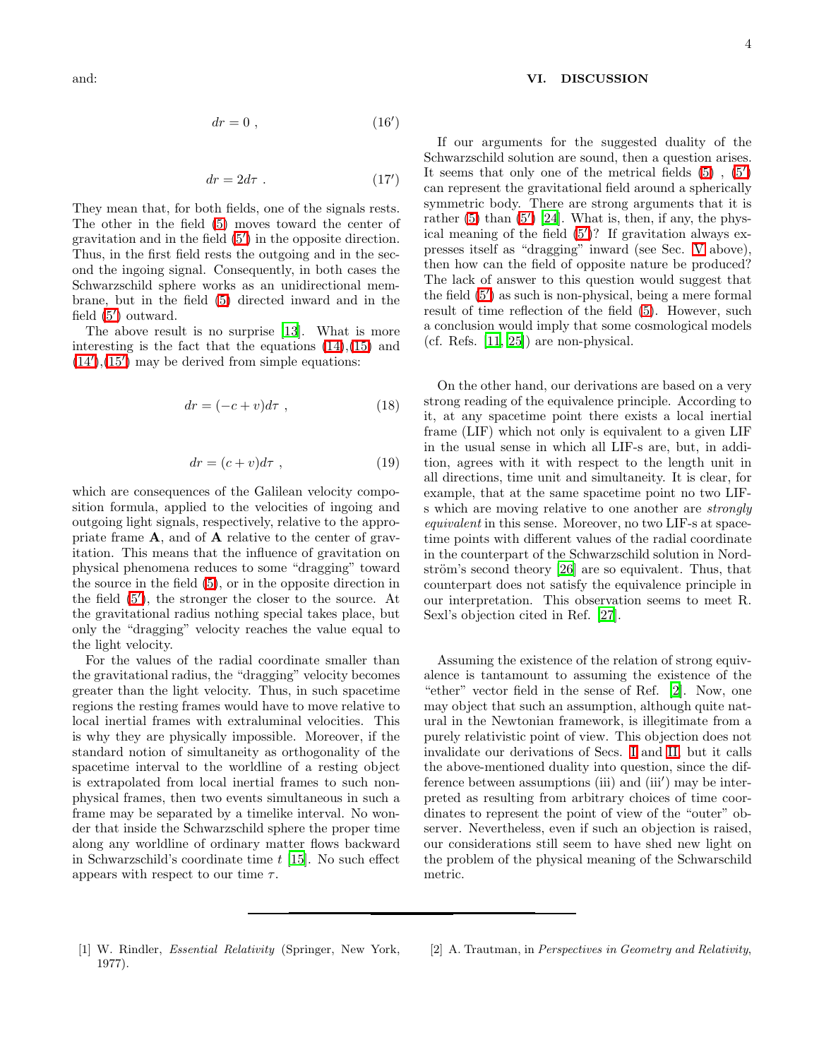and:

$$dr = 0 \; , \tag{16'}$$

$$dr = 2d\tau \; . \tag{17'}$$

They mean that, for both fields, one of the signals rests. The other in the field (5) moves toward the center of gravitation and in the field (5′) in the opposite direction. Thus, in the first field rests the outgoing and in the second the ingoing signal. Consequently, in both cases the Schwarzschild sphere works as an unidirectional membrane, but in the field (5) directed inward and in the field (5′) outward.

The above result is no surprise [13]. What is more interesting is the fact that the equations (14),(15) and (14′),(15′) may be derived from simple equations:

$$dr = (-c + v)d\tau \; , \tag{18}$$

$$dr = (c + v)d\tau \; , \tag{19}$$

which are consequences of the Galilean velocity composition formula, applied to the velocities of ingoing and outgoing light signals, respectively, relative to the appropriate frame **A**, and of **A** relative to the center of gravitation. This means that the influence of gravitation on physical phenomena reduces to some "dragging" toward the source in the field (5), or in the opposite direction in the field (5′), the stronger the closer to the source. At the gravitational radius nothing special takes place, but only the "dragging" velocity reaches the value equal to the light velocity.

For the values of the radial coordinate smaller than the gravitational radius, the "dragging" velocity becomes greater than the light velocity. Thus, in such spacetime regions the resting frames would have to move relative to local inertial frames with extraluminal velocities. This is why they are physically impossible. Moreover, if the standard notion of simultaneity as orthogonality of the spacetime interval to the worldline of a resting object is extrapolated from local inertial frames to such nonphysical frames, then two events simultaneous in such a frame may be separated by a timelike interval. No wonder that inside the Schwarzschild sphere the proper time along any worldline of ordinary matter flows backward in Schwarzschild's coordinate time $t$ [15]. No such effect appears with respect to our time $\tau$.

## VI. DISCUSSION

If our arguments for the suggested duality of the Schwarzschild solution are sound, then a question arises. It seems that only one of the metrical fields (5) , (5′) can represent the gravitational field around a spherically symmetric body. There are strong arguments that it is rather (5) than (5′) [24]. What is, then, if any, the physical meaning of the field (5′)? If gravitation always expresses itself as "dragging" inward (see Sec. V above), then how can the field of opposite nature be produced? The lack of answer to this question would suggest that the field (5′) as such is non-physical, being a mere formal result of time reflection of the field (5). However, such a conclusion would imply that some cosmological models (cf. Refs. [11, 25]) are non-physical.

On the other hand, our derivations are based on a very strong reading of the equivalence principle. According to it, at any spacetime point there exists a local inertial frame (LIF) which not only is equivalent to a given LIF in the usual sense in which all LIF-s are, but, in addition, agrees with it with respect to the length unit in all directions, time unit and simultaneity. It is clear, for example, that at the same spacetime point no two LIF-s which are moving relative to one another are *strongly equivalent* in this sense. Moreover, no two LIF-s at spacetime points with different values of the radial coordinate in the counterpart of the Schwarzschild solution in Nordström's second theory [26] are so equivalent. Thus, that counterpart does not satisfy the equivalence principle in our interpretation. This observation seems to meet R. Sexl's objection cited in Ref. [27].

Assuming the existence of the relation of strong equivalence is tantamount to assuming the existence of the "ether" vector field in the sense of Ref. [2]. Now, one may object that such an assumption, although quite natural in the Newtonian framework, is illegitimate from a purely relativistic point of view. This objection does not invalidate our derivations of Secs. I and II, but it calls the above-mentioned duality into question, since the difference between assumptions (iii) and (iii′) may be interpreted as resulting from arbitrary choices of time coordinates to represent the point of view of the "outer" observer. Nevertheless, even if such an objection is raised, our considerations still seem to have shed new light on the problem of the physical meaning of the Schwarschild metric.

---

[1] W. Rindler, *Essential Relativity* (Springer, New York, 1977).

[2] A. Trautman, in *Perspectives in Geometry and Relativity*,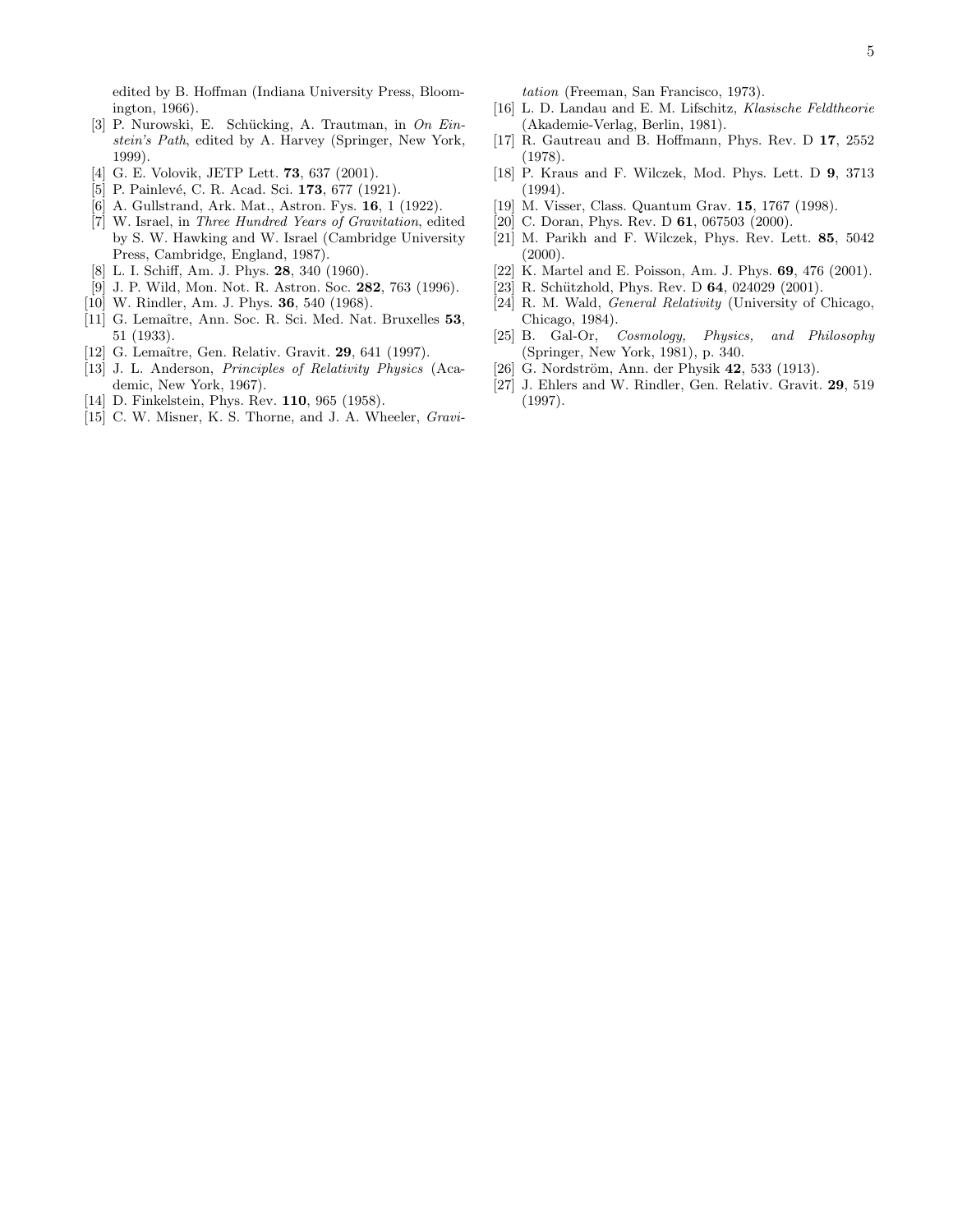edited by B. Hoffman (Indiana University Press, Bloomington, 1966).

[3] P. Nurowski, E. Schücking, A. Trautman, in *On Einstein's Path*, edited by A. Harvey (Springer, New York, 1999).

[4] G. E. Volovik, JETP Lett. **73**, 637 (2001).

[5] P. Painlevé, C. R. Acad. Sci. **173**, 677 (1921).

[6] A. Gullstrand, Ark. Mat., Astron. Fys. **16**, 1 (1922).

[7] W. Israel, in *Three Hundred Years of Gravitation*, edited by S. W. Hawking and W. Israel (Cambridge University Press, Cambridge, England, 1987).

[8] L. I. Schiff, Am. J. Phys. **28**, 340 (1960).

[9] J. P. Wild, Mon. Not. R. Astron. Soc. **282**, 763 (1996).

[10] W. Rindler, Am. J. Phys. **36**, 540 (1968).

[11] G. Lemaître, Ann. Soc. R. Sci. Med. Nat. Bruxelles **53**, 51 (1933).

[12] G. Lemaître, Gen. Relativ. Gravit. **29**, 641 (1997).

[13] J. L. Anderson, *Principles of Relativity Physics* (Academic, New York, 1967).

[14] D. Finkelstein, Phys. Rev. **110**, 965 (1958).

[15] C. W. Misner, K. S. Thorne, and J. A. Wheeler, *Gravitation* (Freeman, San Francisco, 1973).

[16] L. D. Landau and E. M. Lifschitz, *Klasische Feldtheorie* (Akademie-Verlag, Berlin, 1981).

[17] R. Gautreau and B. Hoffmann, Phys. Rev. D **17**, 2552 (1978).

[18] P. Kraus and F. Wilczek, Mod. Phys. Lett. D **9**, 3713 (1994).

[19] M. Visser, Class. Quantum Grav. **15**, 1767 (1998).

[20] C. Doran, Phys. Rev. D **61**, 067503 (2000).

[21] M. Parikh and F. Wilczek, Phys. Rev. Lett. **85**, 5042 (2000).

[22] K. Martel and E. Poisson, Am. J. Phys. **69**, 476 (2001).

[23] R. Schützhold, Phys. Rev. D **64**, 024029 (2001).

[24] R. M. Wald, *General Relativity* (University of Chicago, Chicago, 1984).

[25] B. Gal-Or, *Cosmology, Physics, and Philosophy* (Springer, New York, 1981), p. 340.

[26] G. Nordström, Ann. der Physik **42**, 533 (1913).

[27] J. Ehlers and W. Rindler, Gen. Relativ. Gravit. **29**, 519 (1997).